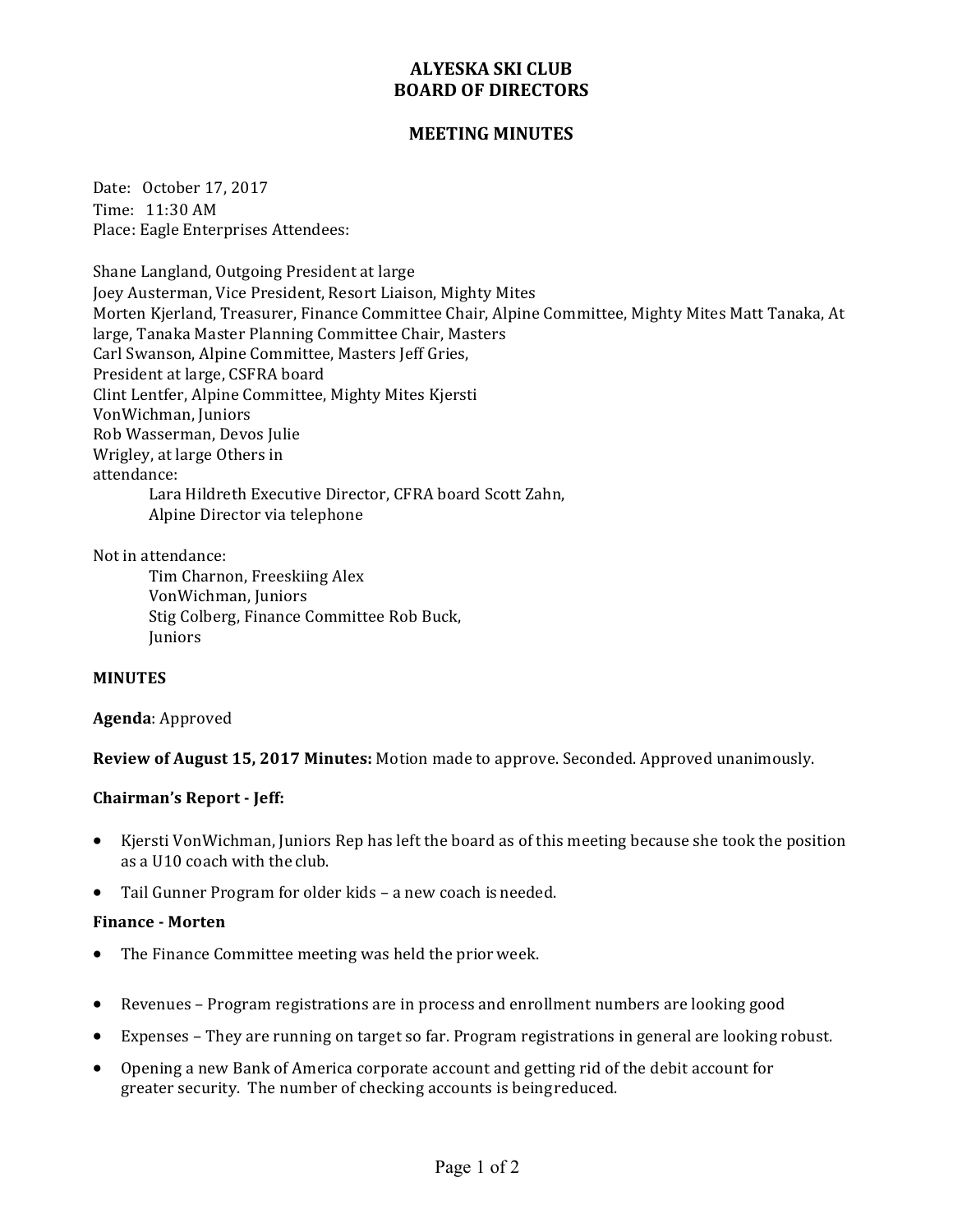**ALYESKA SKI CLUB**
**BOARD OF DIRECTORS**

**MEETING MINUTES**

Date: October 17, 2017
Time: 11:30 AM
Place: Eagle Enterprises Attendees:

Shane Langland, Outgoing President at large
Joey Austerman, Vice President, Resort Liaison, Mighty Mites
Morten Kjerland, Treasurer, Finance Committee Chair, Alpine Committee, Mighty Mites Matt Tanaka, At large, Tanaka Master Planning Committee Chair, Masters
Carl Swanson, Alpine Committee, Masters Jeff Gries,
President at large, CSFRA board
Clint Lentfer, Alpine Committee, Mighty Mites Kjersti
VonWichman, Juniors
Rob Wasserman, Devos Julie
Wrigley, at large Others in
attendance:

Lara Hildreth Executive Director, CFRA board Scott Zahn,
Alpine Director via telephone

Not in attendance:

Tim Charnon, Freeskiing Alex
VonWichman, Juniors
Stig Colberg, Finance Committee Rob Buck,
Juniors

**MINUTES**

**Agenda**: Approved

**Review of August 15, 2017 Minutes:** Motion made to approve. Seconded. Approved unanimously.

**Chairman's Report - Jeff:**

- Kjersti VonWichman, Juniors Rep has left the board as of this meeting because she took the position as a U10 coach with the club.
- Tail Gunner Program for older kids – a new coach is needed.

**Finance - Morten**

- The Finance Committee meeting was held the prior week.
- Revenues – Program registrations are in process and enrollment numbers are looking good
- Expenses – They are running on target so far. Program registrations in general are looking robust.
- Opening a new Bank of America corporate account and getting rid of the debit account for greater security. The number of checking accounts is being reduced.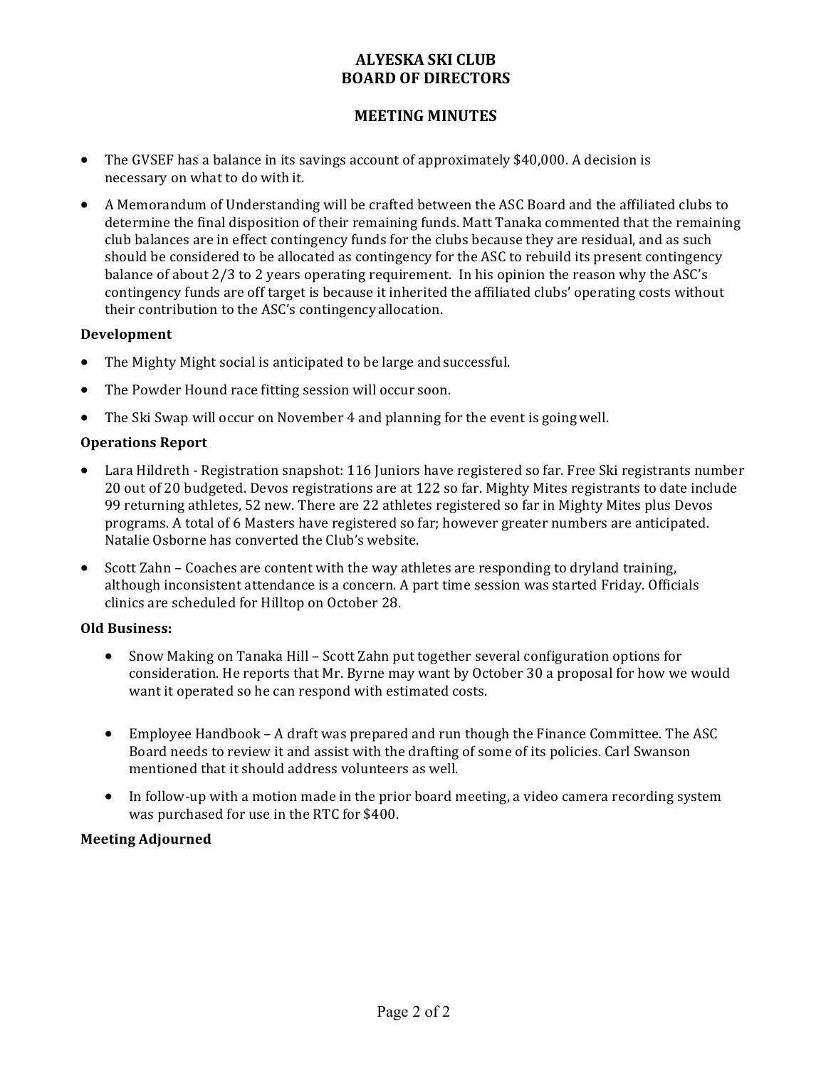# ALYESKA SKI CLUB
# BOARD OF DIRECTORS

## MEETING MINUTES

- The GVSEF has a balance in its savings account of approximately $40,000. A decision is necessary on what to do with it.
- A Memorandum of Understanding will be crafted between the ASC Board and the affiliated clubs to determine the final disposition of their remaining funds. Matt Tanaka commented that the remaining club balances are in effect contingency funds for the clubs because they are residual, and as such should be considered to be allocated as contingency for the ASC to rebuild its present contingency balance of about 2/3 to 2 years operating requirement. In his opinion the reason why the ASC's contingency funds are off target is because it inherited the affiliated clubs' operating costs without their contribution to the ASC's contingency allocation.

**Development**

- The Mighty Might social is anticipated to be large and successful.
- The Powder Hound race fitting session will occur soon.
- The Ski Swap will occur on November 4 and planning for the event is going well.

**Operations Report**

- Lara Hildreth - Registration snapshot: 116 Juniors have registered so far. Free Ski registrants number 20 out of 20 budgeted. Devos registrations are at 122 so far. Mighty Mites registrants to date include 99 returning athletes, 52 new. There are 22 athletes registered so far in Mighty Mites plus Devos programs. A total of 6 Masters have registered so far; however greater numbers are anticipated. Natalie Osborne has converted the Club's website.
- Scott Zahn – Coaches are content with the way athletes are responding to dryland training, although inconsistent attendance is a concern. A part time session was started Friday. Officials clinics are scheduled for Hilltop on October 28.

**Old Business:**

- Snow Making on Tanaka Hill – Scott Zahn put together several configuration options for consideration. He reports that Mr. Byrne may want by October 30 a proposal for how we would want it operated so he can respond with estimated costs.
- Employee Handbook – A draft was prepared and run though the Finance Committee. The ASC Board needs to review it and assist with the drafting of some of its policies. Carl Swanson mentioned that it should address volunteers as well.
- In follow-up with a motion made in the prior board meeting, a video camera recording system was purchased for use in the RTC for $400.

**Meeting Adjourned**